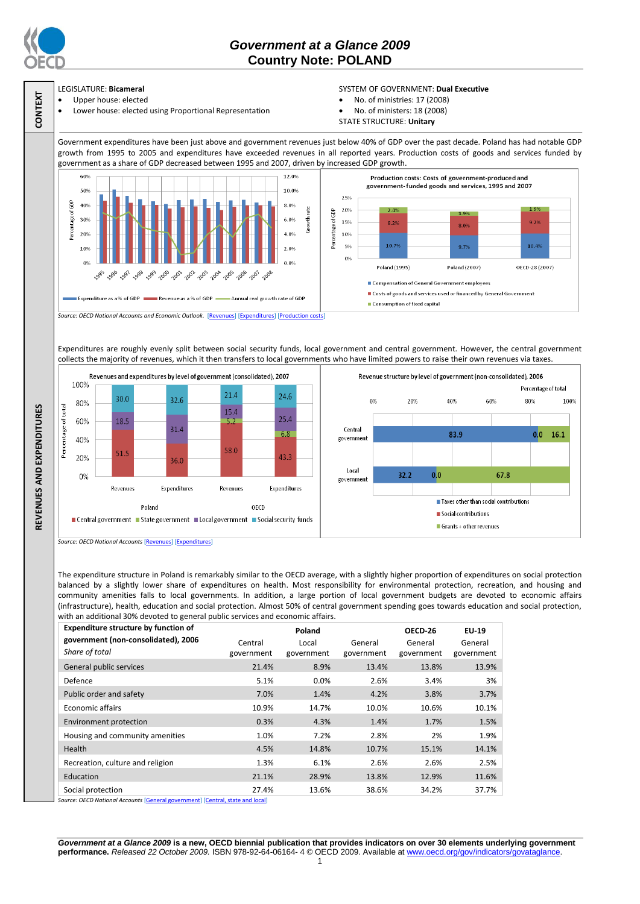# Government at a Glance 2009
## Country Note: POLAND

**CONTEXT**

LEGISLATURE: **Bicameral**

- Upper house: elected
- Lower house: elected using Proportional Representation

SYSTEM OF GOVERNMENT: **Dual Executive**

- No. of ministries: 17 (2008)
- No. of ministers: 18 (2008)

STATE STRUCTURE: **Unitary**

**REVENUES AND EXPENDITURES**

Government expenditures have been just above and government revenues just below 40% of GDP over the past decade. Poland has had notable GDP growth from 1995 to 2005 and expenditures have exceeded revenues in all reported years. Production costs of goods and services funded by government as a share of GDP decreased between 1995 and 2007, driven by increased GDP growth.

Production costs: Costs of government-produced and government-funded goods and services, 1995 and 2007

| | Poland (1995) | Poland (2007) | OECD-28 (2007) |
|---|---|---|---|
| Compensation of General Government employees | 10.7% | 9.7% | 10.4% |
| Costs of goods and services used or financed by General Government | 8.2% | 8.0% | 9.2% |
| Consumption of fixed capital | 2.4% | 1.9% | 1.9% |

*Source: OECD National Accounts and Economic Outlook.* [Revenues] [Expenditures] [Production costs]

Expenditures are roughly evenly split between social security funds, local government and central government. However, the central government collects the majority of revenues, which it then transfers to local governments who have limited powers to raise their own revenues via taxes.

Revenues and expenditures by level of government (consolidated), 2007 (Percentage of total)

| | Poland Revenues | Poland Expenditures | OECD Revenues | OECD Expenditures |
|---|---|---|---|---|
| Central government | 51.5 | 36.0 | 58.0 | 43.3 |
| State government | | | 5.2 | 6.8 |
| Local government | 18.5 | 31.4 | 15.4 | 25.4 |
| Social security funds | 30.0 | 32.6 | 21.4 | 24.6 |

Revenue structure by level of government (non-consolidated), 2006 (Percentage of total)

| | Taxes other than social contributions | Social contributions | Grants + other revenues |
|---|---|---|---|
| Central government | 83.9 | 0.0 | 16.1 |
| Local government | 32.2 | 0.0 | 67.8 |

*Source: OECD National Accounts* [Revenues] [Expenditures]

The expenditure structure in Poland is remarkably similar to the OECD average, with a slightly higher proportion of expenditures on social protection balanced by a slightly lower share of expenditures on health. Most responsibility for environmental protection, recreation, and housing and community amenities falls to local governments. In addition, a large portion of local government budgets are devoted to economic affairs (infrastructure), health, education and social protection. Almost 50% of central government spending goes towards education and social protection, with an additional 30% devoted to general public services and economic affairs.

| **Expenditure structure by function of government (non-consolidated), 2006** *Share of total* | Poland Central government | Poland Local government | Poland General government | OECD-26 General government | EU-19 General government |
|---|---|---|---|---|---|
| General public services | 21.4% | 8.9% | 13.4% | 13.8% | 13.9% |
| Defence | 5.1% | 0.0% | 2.6% | 3.4% | 3% |
| Public order and safety | 7.0% | 1.4% | 4.2% | 3.8% | 3.7% |
| Economic affairs | 10.9% | 14.7% | 10.0% | 10.6% | 10.1% |
| Environment protection | 0.3% | 4.3% | 1.4% | 1.7% | 1.5% |
| Housing and community amenities | 1.0% | 7.2% | 2.8% | 2% | 1.9% |
| Health | 4.5% | 14.8% | 10.7% | 15.1% | 14.1% |
| Recreation, culture and religion | 1.3% | 6.1% | 2.6% | 2.6% | 2.5% |
| Education | 21.1% | 28.9% | 13.8% | 12.9% | 11.6% |
| Social protection | 27.4% | 13.6% | 38.6% | 34.2% | 37.7% |

*Source: OECD National Accounts* [General government] [Central, state and local]

***Government at a Glance 2009* is a new, OECD biennial publication that provides indicators on over 30 elements underlying government performance.** *Released 22 October 2009.* ISBN 978-92-64-06164- 4 © OECD 2009. Available at www.oecd.org/gov/indicators/govataglance.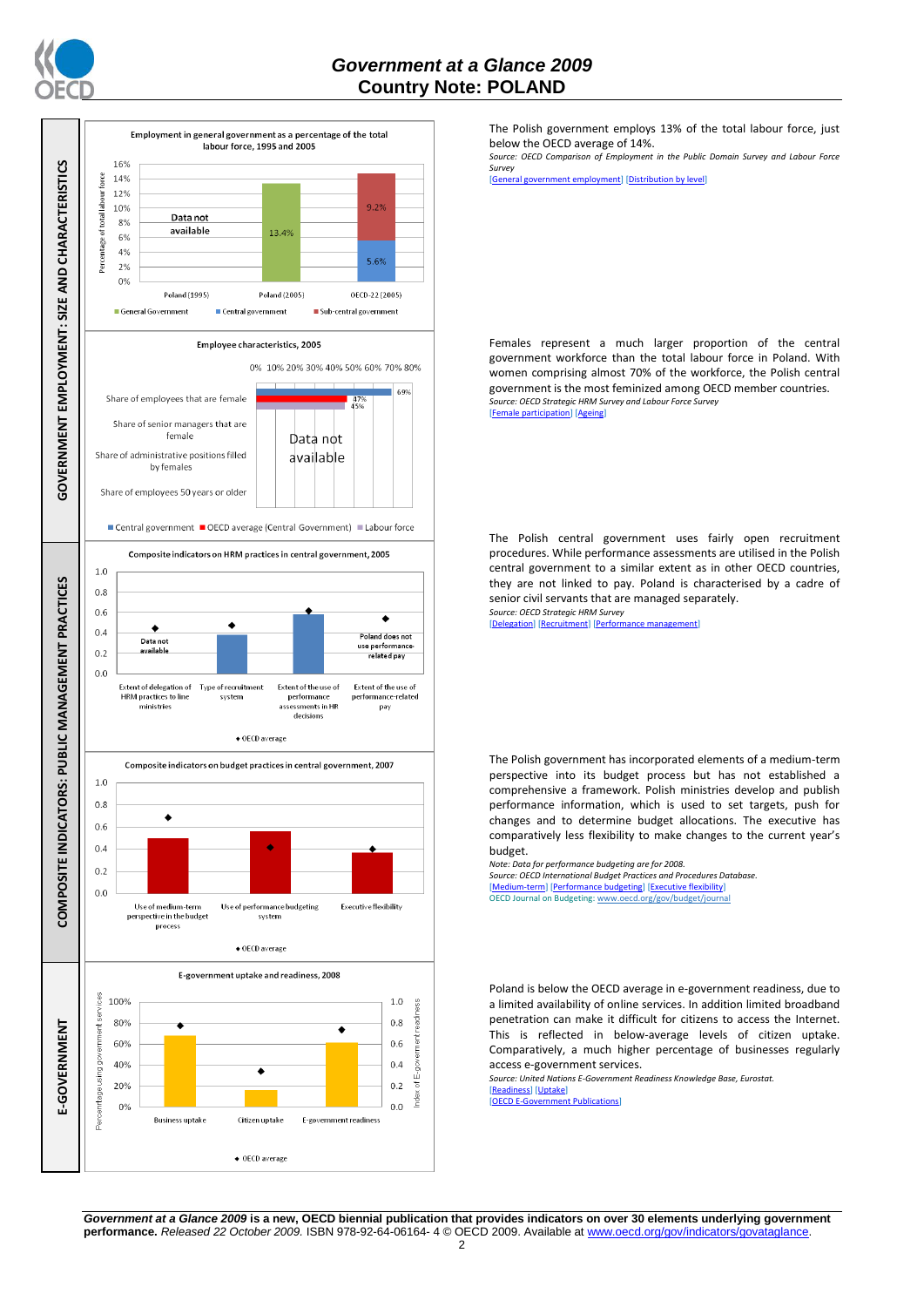# Government at a Glance 2009
## Country Note: POLAND

## GOVERNMENT EMPLOYMENT: SIZE AND CHARACTERISTICS

**Employment in general government as a percentage of the total labour force, 1995 and 2005**

| | General Government | Central government | Sub-central government |
|---|---|---|---|
| Poland (1995) | Data not available | | |
| Poland (2005) | 13.4% | | |
| OECD-22 (2005) | | 5.6% | 9.2% |

The Polish government employs 13% of the total labour force, just below the OECD average of 14%.

*Source: OECD Comparison of Employment in the Public Domain Survey and Labour Force Survey*

[General government employment] [Distribution by level]

**Employee characteristics, 2005**

| | Central government | OECD average (Central Government) | Labour force |
|---|---|---|---|
| Share of employees that are female | 69% | 47% | 45% |
| Share of senior managers that are female | Data not available | | |
| Share of administrative positions filled by females | Data not available | | |
| Share of employees 50 years or older | Data not available | | |

Females represent a much larger proportion of the central government workforce than the total labour force in Poland. With women comprising almost 70% of the workforce, the Polish central government is the most feminized among OECD member countries.

*Source: OECD Strategic HRM Survey and Labour Force Survey*

[Female participation] [Ageing]

## COMPOSITE INDICATORS: PUBLIC MANAGEMENT PRACTICES

**Composite indicators on HRM practices in central government, 2005**

Categories: Extent of delegation of HRM practices to line ministries (Data not available); Type of recruitment system; Extent of the use of performance assessments in HR decisions; Extent of the use of performance-related pay (Poland does not use performance-related pay).

◆ OECD average

The Polish central government uses fairly open recruitment procedures. While performance assessments are utilised in the Polish central government to a similar extent as in other OECD countries, they are not linked to pay. Poland is characterised by a cadre of senior civil servants that are managed separately.

*Source: OECD Strategic HRM Survey*

[Delegation] [Recruitment] [Performance management]

**Composite indicators on budget practices in central government, 2007**

Categories: Use of medium-term perspective in the budget process; Use of performance budgeting system; Executive flexibility.

◆ OECD average

The Polish government has incorporated elements of a medium-term perspective into its budget process but has not established a comprehensive framework. Polish ministries develop and publish performance information, which is used to set targets, push for changes and to determine budget allocations. The executive has comparatively less flexibility to make changes to the current year's budget.

*Note: Data for performance budgeting are for 2008.*
*Source: OECD International Budget Practices and Procedures Database.*

[Medium-term] [Performance budgeting] [Executive flexibility]

OECD Journal on Budgeting: www.oecd.org/gov/budget/journal

## E-GOVERNMENT

**E-government uptake and readiness, 2008**

Categories: Business uptake; Citizen uptake (percentage using government services); E-government readiness (index).

◆ OECD average

Poland is below the OECD average in e-government readiness, due to a limited availability of online services. In addition limited broadband penetration can make it difficult for citizens to access the Internet. This is reflected in below-average levels of citizen uptake. Comparatively, a much higher percentage of businesses regularly access e-government services.

*Source: United Nations E-Government Readiness Knowledge Base, Eurostat.*

[Readiness] [Uptake]

[OECD E-Government Publications]

***Government at a Glance 2009*** **is a new, OECD biennial publication that provides indicators on over 30 elements underlying government performance.** *Released 22 October 2009.* ISBN 978-92-64-06164- 4 © OECD 2009. Available at www.oecd.org/gov/indicators/govataglance.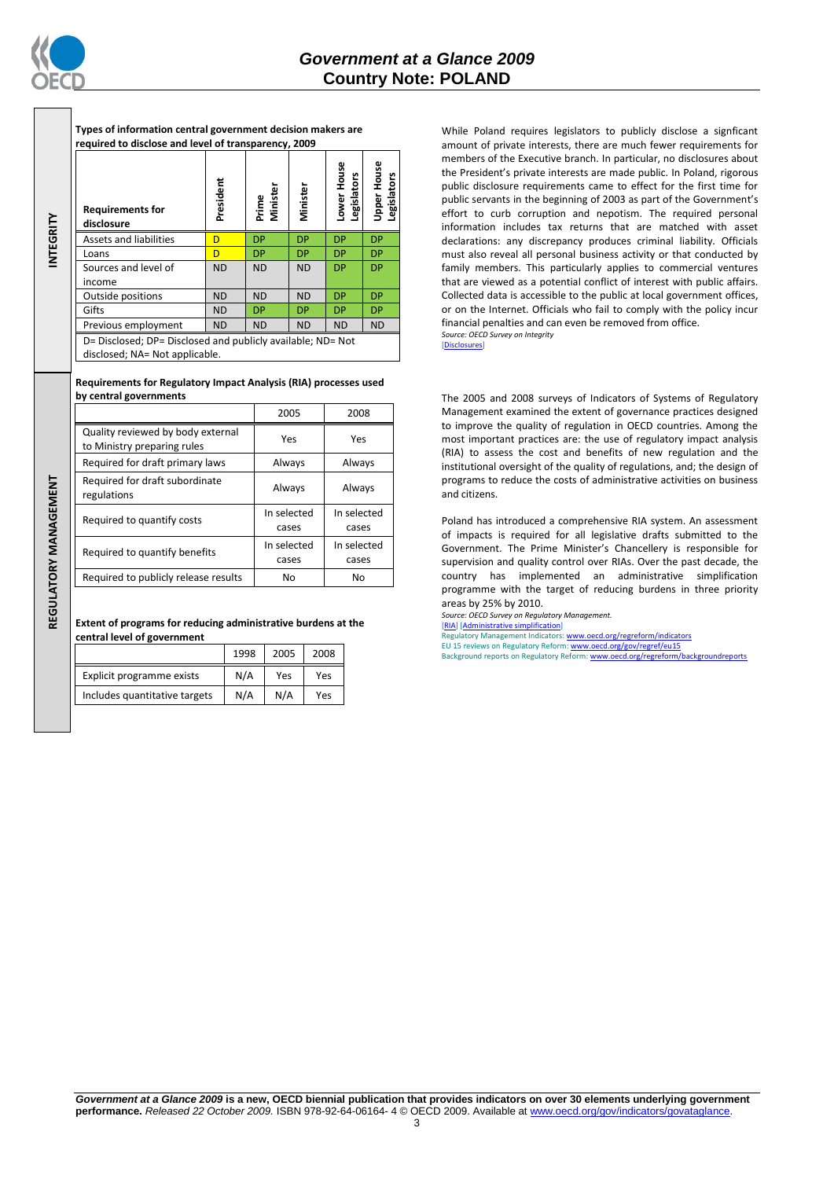## INTEGRITY

**Types of information central government decision makers are required to disclose and level of transparency, 2009**

| Requirements for disclosure | President | Prime Minister | Minister | Lower House Legislators | Upper House Legislators |
|---|---|---|---|---|---|
| Assets and liabilities | D | DP | DP | DP | DP |
| Loans | D | DP | DP | DP | DP |
| Sources and level of income | ND | ND | ND | DP | DP |
| Outside positions | ND | ND | ND | DP | DP |
| Gifts | ND | DP | DP | DP | DP |
| Previous employment | ND | ND | ND | ND | ND |

D= Disclosed; DP= Disclosed and publicly available; ND= Not disclosed; NA= Not applicable.

While Poland requires legislators to publicly disclose a signficant amount of private interests, there are much fewer requirements for members of the Executive branch. In particular, no disclosures about the President's private interests are made public. In Poland, rigorous public disclosure requirements came to effect for the first time for public servants in the beginning of 2003 as part of the Government's effort to curb corruption and nepotism. The required personal information includes tax returns that are matched with asset declarations: any discrepancy produces criminal liability. Officials must also reveal all personal business activity or that conducted by family members. This particularly applies to commercial ventures that are viewed as a potential conflict of interest with public affairs. Collected data is accessible to the public at local government offices, or on the Internet. Officials who fail to comply with the policy incur financial penalties and can even be removed from office.

*Source: OECD Survey on Integrity*

[Disclosures]

## REGULATORY MANAGEMENT

**Requirements for Regulatory Impact Analysis (RIA) processes used by central governments**

| | 2005 | 2008 |
|---|---|---|
| Quality reviewed by body external to Ministry preparing rules | Yes | Yes |
| Required for draft primary laws | Always | Always |
| Required for draft subordinate regulations | Always | Always |
| Required to quantify costs | In selected cases | In selected cases |
| Required to quantify benefits | In selected cases | In selected cases |
| Required to publicly release results | No | No |

**Extent of programs for reducing administrative burdens at the central level of government**

| | 1998 | 2005 | 2008 |
|---|---|---|---|
| Explicit programme exists | N/A | Yes | Yes |
| Includes quantitative targets | N/A | N/A | Yes |

The 2005 and 2008 surveys of Indicators of Systems of Regulatory Management examined the extent of governance practices designed to improve the quality of regulation in OECD countries. Among the most important practices are: the use of regulatory impact analysis (RIA) to assess the cost and benefits of new regulation and the institutional oversight of the quality of regulations, and; the design of programs to reduce the costs of administrative activities on business and citizens.

Poland has introduced a comprehensive RIA system. An assessment of impacts is required for all legislative drafts submitted to the Government. The Prime Minister's Chancellery is responsible for supervision and quality control over RIAs. Over the past decade, the country has implemented an administrative simplification programme with the target of reducing burdens in three priority areas by 25% by 2010.

*Source: OECD Survey on Regulatory Management.*

[RIA] [Administrative simplification]

Regulatory Management Indicators: www.oecd.org/regreform/indicators

EU 15 reviews on Regulatory Reform: www.oecd.org/gov/regref/eu15

Background reports on Regulatory Reform: www.oecd.org/regreform/backgroundreports

***Government at a Glance 2009*** **is a new, OECD biennial publication that provides indicators on over 30 elements underlying government performance.** *Released 22 October 2009.* ISBN 978-92-64-06164- 4 © OECD 2009. Available at www.oecd.org/gov/indicators/govataglance.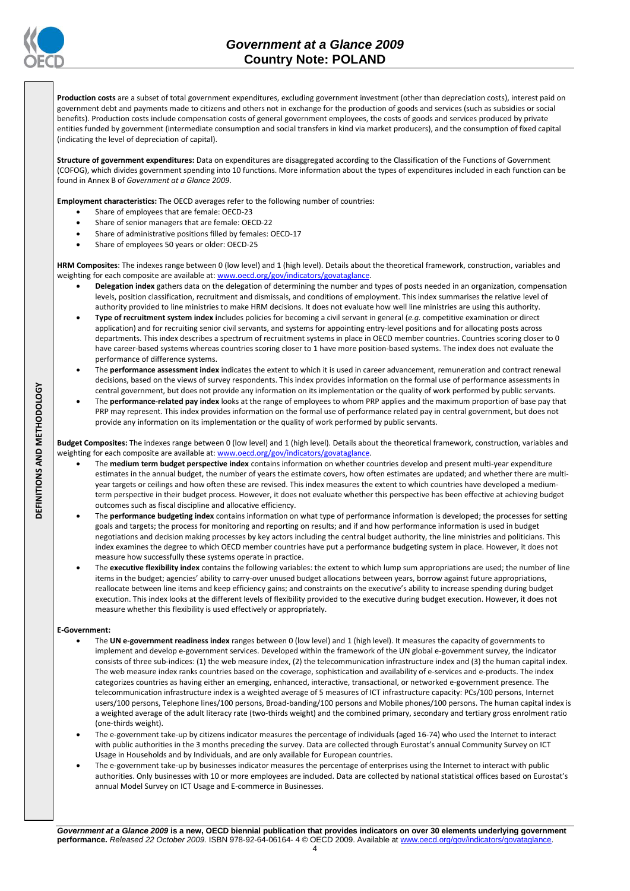**Production costs** are a subset of total government expenditures, excluding government investment (other than depreciation costs), interest paid on government debt and payments made to citizens and others not in exchange for the production of goods and services (such as subsidies or social benefits). Production costs include compensation costs of general government employees, the costs of goods and services produced by private entities funded by government (intermediate consumption and social transfers in kind via market producers), and the consumption of fixed capital (indicating the level of depreciation of capital).

**Structure of government expenditures:** Data on expenditures are disaggregated according to the Classification of the Functions of Government (COFOG), which divides government spending into 10 functions. More information about the types of expenditures included in each function can be found in Annex B of *Government at a Glance 2009*.

**Employment characteristics:** The OECD averages refer to the following number of countries:

- Share of employees that are female: OECD-23
- Share of senior managers that are female: OECD-22
- Share of administrative positions filled by females: OECD-17
- Share of employees 50 years or older: OECD-25

**HRM Composites**: The indexes range between 0 (low level) and 1 (high level). Details about the theoretical framework, construction, variables and weighting for each composite are available at: www.oecd.org/gov/indicators/govataglance.

- **Delegation index** gathers data on the delegation of determining the number and types of posts needed in an organization, compensation levels, position classification, recruitment and dismissals, and conditions of employment. This index summarises the relative level of authority provided to line ministries to make HRM decisions. It does not evaluate how well line ministries are using this authority.
- **Type of recruitment system index** includes policies for becoming a civil servant in general (*e.g.* competitive examination or direct application) and for recruiting senior civil servants, and systems for appointing entry-level positions and for allocating posts across departments. This index describes a spectrum of recruitment systems in place in OECD member countries. Countries scoring closer to 0 have career-based systems whereas countries scoring closer to 1 have more position-based systems. The index does not evaluate the performance of difference systems.
- The **performance assessment index** indicates the extent to which it is used in career advancement, remuneration and contract renewal decisions, based on the views of survey respondents. This index provides information on the formal use of performance assessments in central government, but does not provide any information on its implementation or the quality of work performed by public servants.
- The **performance-related pay index** looks at the range of employees to whom PRP applies and the maximum proportion of base pay that PRP may represent. This index provides information on the formal use of performance related pay in central government, but does not provide any information on its implementation or the quality of work performed by public servants.

**Budget Composites:** The indexes range between 0 (low level) and 1 (high level). Details about the theoretical framework, construction, variables and weighting for each composite are available at: www.oecd.org/gov/indicators/govataglance.

- The **medium term budget perspective index** contains information on whether countries develop and present multi-year expenditure estimates in the annual budget, the number of years the estimate covers, how often estimates are updated; and whether there are multi-year targets or ceilings and how often these are revised. This index measures the extent to which countries have developed a medium-term perspective in their budget process. However, it does not evaluate whether this perspective has been effective at achieving budget outcomes such as fiscal discipline and allocative efficiency.
- The **performance budgeting index** contains information on what type of performance information is developed; the processes for setting goals and targets; the process for monitoring and reporting on results; and if and how performance information is used in budget negotiations and decision making processes by key actors including the central budget authority, the line ministries and politicians. This index examines the degree to which OECD member countries have put a performance budgeting system in place. However, it does not measure how successfully these systems operate in practice.
- The **executive flexibility index** contains the following variables: the extent to which lump sum appropriations are used; the number of line items in the budget; agencies' ability to carry-over unused budget allocations between years, borrow against future appropriations, reallocate between line items and keep efficiency gains; and constraints on the executive's ability to increase spending during budget execution. This index looks at the different levels of flexibility provided to the executive during budget execution. However, it does not measure whether this flexibility is used effectively or appropriately.

**E-Government:**

- The **UN e-government readiness index** ranges between 0 (low level) and 1 (high level). It measures the capacity of governments to implement and develop e-government services. Developed within the framework of the UN global e-government survey, the indicator consists of three sub-indices: (1) the web measure index, (2) the telecommunication infrastructure index and (3) the human capital index. The web measure index ranks countries based on the coverage, sophistication and availability of e-services and e-products. The index categorizes countries as having either an emerging, enhanced, interactive, transactional, or networked e-government presence. The telecommunication infrastructure index is a weighted average of 5 measures of ICT infrastructure capacity: PCs/100 persons, Internet users/100 persons, Telephone lines/100 persons, Broad-banding/100 persons and Mobile phones/100 persons. The human capital index is a weighted average of the adult literacy rate (two-thirds weight) and the combined primary, secondary and tertiary gross enrolment ratio (one-thirds weight).
- The e-government take-up by citizens indicator measures the percentage of individuals (aged 16-74) who used the Internet to interact with public authorities in the 3 months preceding the survey. Data are collected through Eurostat's annual Community Survey on ICT Usage in Households and by Individuals, and are only available for European countries.
- The e-government take-up by businesses indicator measures the percentage of enterprises using the Internet to interact with public authorities. Only businesses with 10 or more employees are included. Data are collected by national statistical offices based on Eurostat's annual Model Survey on ICT Usage and E-commerce in Businesses.